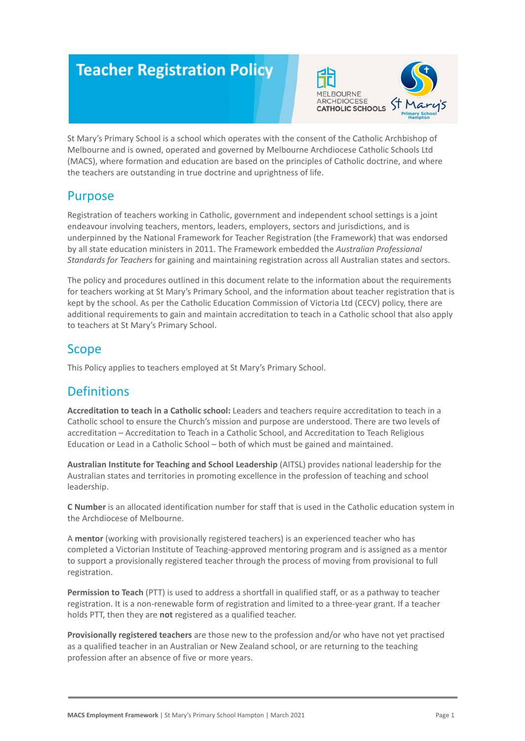# Teacher Registration Policy

St Mary's Primary School is a school which operates with the consent of the Catholic Archbishop of Melbourne and is owned, operated and governed by Melbourne Archdiocese Catholic Schools Ltd (MACS), where formation and education are based on the principles of Catholic doctrine, and where the teachers are outstanding in true doctrine and uprightness of life.

## Purpose

Registration of teachers working in Catholic, government and independent school settings is a joint endeavour involving teachers, mentors, leaders, employers, sectors and jurisdictions, and is underpinned by the National Framework for Teacher Registration (the Framework) that was endorsed by all state education ministers in 2011. The Framework embedded the *Australian Professional Standards for Teachers* for gaining and maintaining registration across all Australian states and sectors.

The policy and procedures outlined in this document relate to the information about the requirements for teachers working at St Mary's Primary School, and the information about teacher registration that is kept by the school. As per the Catholic Education Commission of Victoria Ltd (CECV) policy, there are additional requirements to gain and maintain accreditation to teach in a Catholic school that also apply to teachers at St Mary's Primary School.

## Scope

This Policy applies to teachers employed at St Mary's Primary School.

## Definitions

**Accreditation to teach in a Catholic school:** Leaders and teachers require accreditation to teach in a Catholic school to ensure the Church's mission and purpose are understood. There are two levels of accreditation – Accreditation to Teach in a Catholic School, and Accreditation to Teach Religious Education or Lead in a Catholic School – both of which must be gained and maintained.

**Australian Institute for Teaching and School Leadership** (AITSL) provides national leadership for the Australian states and territories in promoting excellence in the profession of teaching and school leadership.

**C Number** is an allocated identification number for staff that is used in the Catholic education system in the Archdiocese of Melbourne.

A **mentor** (working with provisionally registered teachers) is an experienced teacher who has completed a Victorian Institute of Teaching-approved mentoring program and is assigned as a mentor to support a provisionally registered teacher through the process of moving from provisional to full registration.

**Permission to Teach** (PTT) is used to address a shortfall in qualified staff, or as a pathway to teacher registration. It is a non-renewable form of registration and limited to a three-year grant. If a teacher holds PTT, then they are **not** registered as a qualified teacher.

**Provisionally registered teachers** are those new to the profession and/or who have not yet practised as a qualified teacher in an Australian or New Zealand school, or are returning to the teaching profession after an absence of five or more years.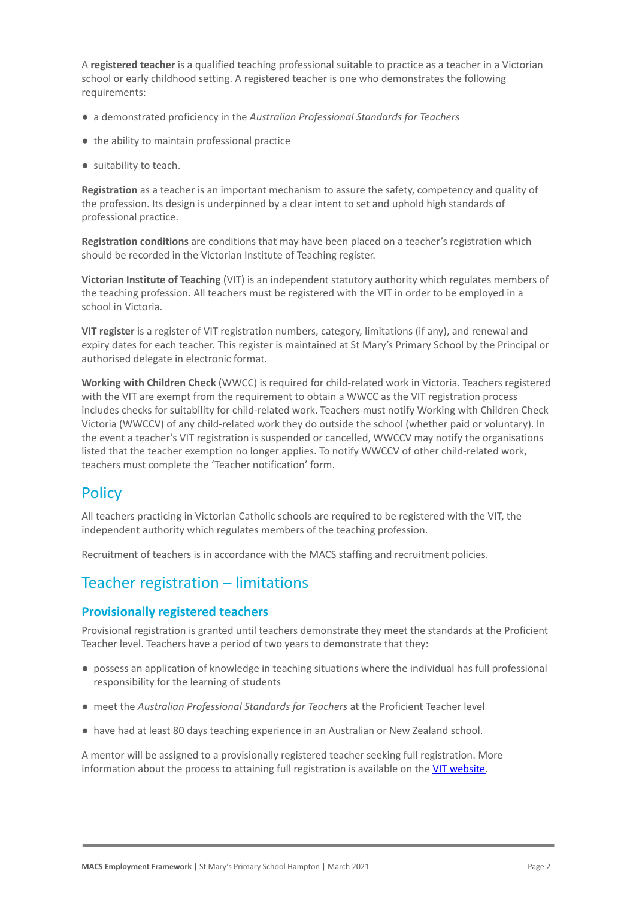A **registered teacher** is a qualified teaching professional suitable to practice as a teacher in a Victorian school or early childhood setting. A registered teacher is one who demonstrates the following requirements:

- a demonstrated proficiency in the *Australian Professional Standards for Teachers*
- the ability to maintain professional practice
- suitability to teach.

**Registration** as a teacher is an important mechanism to assure the safety, competency and quality of the profession. Its design is underpinned by a clear intent to set and uphold high standards of professional practice.

**Registration conditions** are conditions that may have been placed on a teacher's registration which should be recorded in the Victorian Institute of Teaching register.

**Victorian Institute of Teaching** (VIT) is an independent statutory authority which regulates members of the teaching profession. All teachers must be registered with the VIT in order to be employed in a school in Victoria.

**VIT register** is a register of VIT registration numbers, category, limitations (if any), and renewal and expiry dates for each teacher. This register is maintained at St Mary's Primary School by the Principal or authorised delegate in electronic format.

**Working with Children Check** (WWCC) is required for child-related work in Victoria. Teachers registered with the VIT are exempt from the requirement to obtain a WWCC as the VIT registration process includes checks for suitability for child-related work. Teachers must notify Working with Children Check Victoria (WWCCV) of any child-related work they do outside the school (whether paid or voluntary). In the event a teacher's VIT registration is suspended or cancelled, WWCCV may notify the organisations listed that the teacher exemption no longer applies. To notify WWCCV of other child-related work, teachers must complete the 'Teacher notification' form.

## Policy

All teachers practicing in Victorian Catholic schools are required to be registered with the VIT, the independent authority which regulates members of the teaching profession.

Recruitment of teachers is in accordance with the MACS staffing and recruitment policies.

## Teacher registration – limitations

### Provisionally registered teachers

Provisional registration is granted until teachers demonstrate they meet the standards at the Proficient Teacher level. Teachers have a period of two years to demonstrate that they:

- possess an application of knowledge in teaching situations where the individual has full professional responsibility for the learning of students
- meet the *Australian Professional Standards for Teachers* at the Proficient Teacher level
- have had at least 80 days teaching experience in an Australian or New Zealand school.

A mentor will be assigned to a provisionally registered teacher seeking full registration. More information about the process to attaining full registration is available on the VIT website.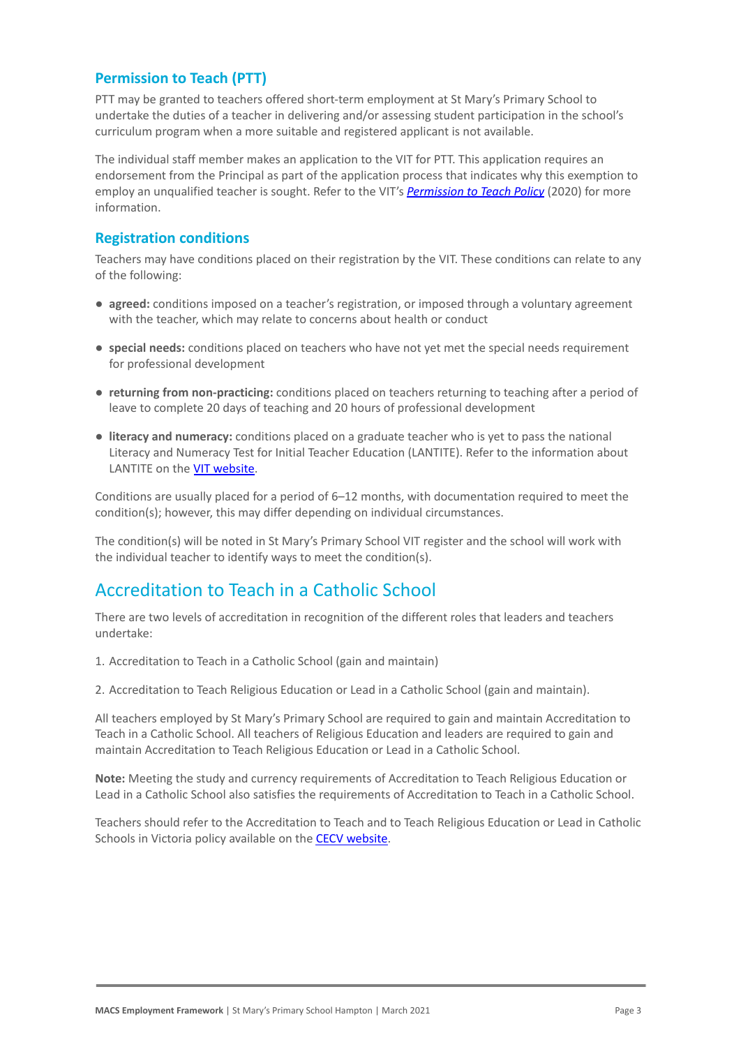### Permission to Teach (PTT)

PTT may be granted to teachers offered short-term employment at St Mary's Primary School to undertake the duties of a teacher in delivering and/or assessing student participation in the school's curriculum program when a more suitable and registered applicant is not available.

The individual staff member makes an application to the VIT for PTT. This application requires an endorsement from the Principal as part of the application process that indicates why this exemption to employ an unqualified teacher is sought. Refer to the VIT's [*Permission to Teach Policy*]() (2020) for more information.

### Registration conditions

Teachers may have conditions placed on their registration by the VIT. These conditions can relate to any of the following:

- **agreed:** conditions imposed on a teacher's registration, or imposed through a voluntary agreement with the teacher, which may relate to concerns about health or conduct
- **special needs:** conditions placed on teachers who have not yet met the special needs requirement for professional development
- **returning from non-practicing:** conditions placed on teachers returning to teaching after a period of leave to complete 20 days of teaching and 20 hours of professional development
- **literacy and numeracy:** conditions placed on a graduate teacher who is yet to pass the national Literacy and Numeracy Test for Initial Teacher Education (LANTITE). Refer to the information about LANTITE on the [VIT website]().

Conditions are usually placed for a period of 6–12 months, with documentation required to meet the condition(s); however, this may differ depending on individual circumstances.

The condition(s) will be noted in St Mary's Primary School VIT register and the school will work with the individual teacher to identify ways to meet the condition(s).

## Accreditation to Teach in a Catholic School

There are two levels of accreditation in recognition of the different roles that leaders and teachers undertake:

1. Accreditation to Teach in a Catholic School (gain and maintain)
2. Accreditation to Teach Religious Education or Lead in a Catholic School (gain and maintain).

All teachers employed by St Mary's Primary School are required to gain and maintain Accreditation to Teach in a Catholic School. All teachers of Religious Education and leaders are required to gain and maintain Accreditation to Teach Religious Education or Lead in a Catholic School.

**Note:** Meeting the study and currency requirements of Accreditation to Teach Religious Education or Lead in a Catholic School also satisfies the requirements of Accreditation to Teach in a Catholic School.

Teachers should refer to the Accreditation to Teach and to Teach Religious Education or Lead in Catholic Schools in Victoria policy available on the [CECV website]().